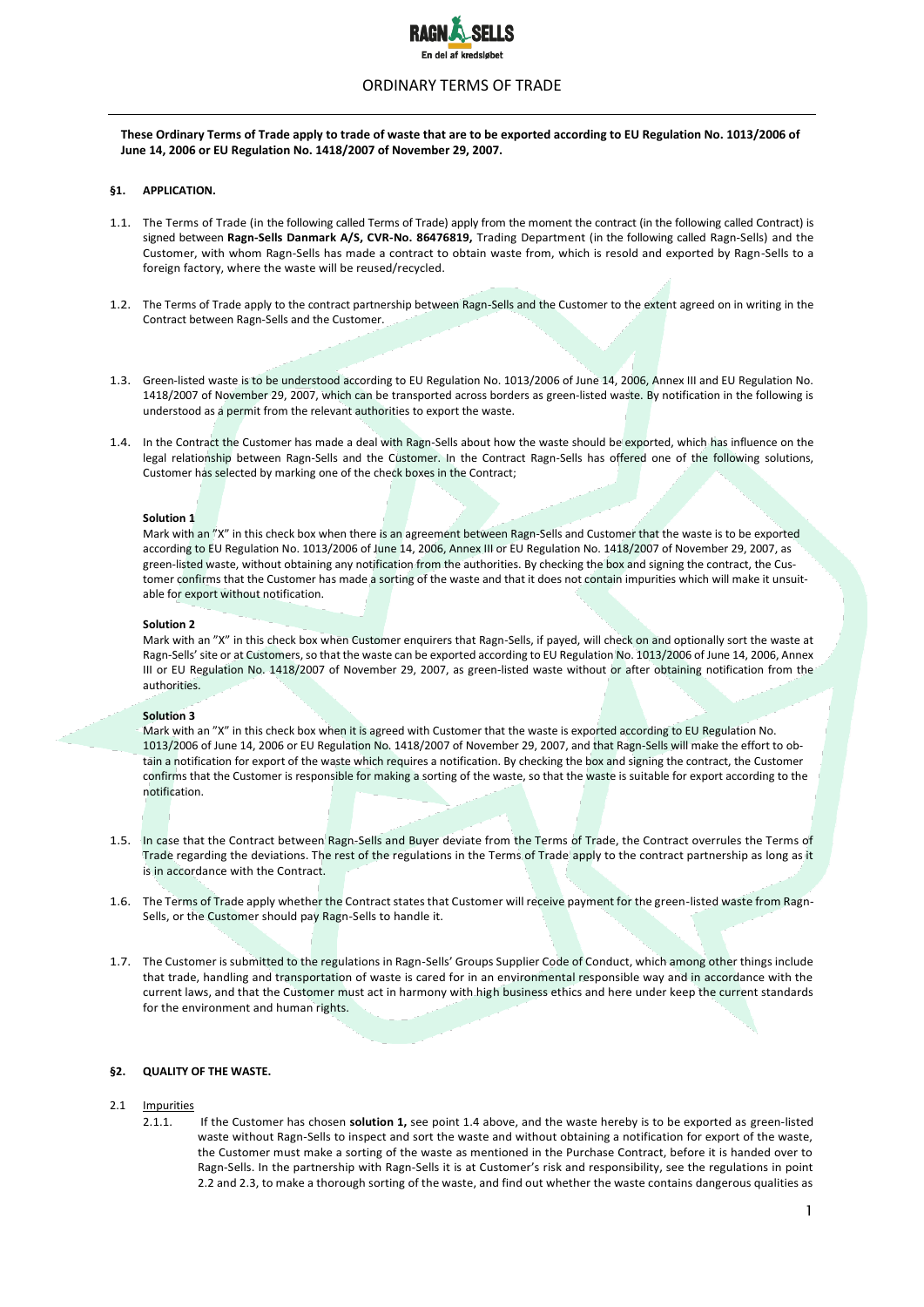# ORDINARY TERMS OF TRADE

**These Ordinary Terms of Trade apply to trade of waste that are to be exported according to EU Regulation No. 1013/2006 of June 14, 2006 or EU Regulation No. 1418/2007 of November 29, 2007.**

## §1. APPLICATION.

1.1. The Terms of Trade (in the following called Terms of Trade) apply from the moment the contract (in the following called Contract) is signed between **Ragn-Sells Danmark A/S, CVR-No. 86476819,** Trading Department (in the following called Ragn-Sells) and the Customer, with whom Ragn-Sells has made a contract to obtain waste from, which is resold and exported by Ragn-Sells to a foreign factory, where the waste will be reused/recycled.

1.2. The Terms of Trade apply to the contract partnership between Ragn-Sells and the Customer to the extent agreed on in writing in the Contract between Ragn-Sells and the Customer.

1.3. Green-listed waste is to be understood according to EU Regulation No. 1013/2006 of June 14, 2006, Annex III and EU Regulation No. 1418/2007 of November 29, 2007, which can be transported across borders as green-listed waste. By notification in the following is understood as a permit from the relevant authorities to export the waste.

1.4. In the Contract the Customer has made a deal with Ragn-Sells about how the waste should be exported, which has influence on the legal relationship between Ragn-Sells and the Customer. In the Contract Ragn-Sells has offered one of the following solutions, Customer has selected by marking one of the check boxes in the Contract;

**Solution 1**
Mark with an "X" in this check box when there is an agreement between Ragn-Sells and Customer that the waste is to be exported according to EU Regulation No. 1013/2006 of June 14, 2006, Annex III or EU Regulation No. 1418/2007 of November 29, 2007, as green-listed waste, without obtaining any notification from the authorities. By checking the box and signing the contract, the Customer confirms that the Customer has made a sorting of the waste and that it does not contain impurities which will make it unsuitable for export without notification.

**Solution 2**
Mark with an "X" in this check box when Customer enquirers that Ragn-Sells, if payed, will check on and optionally sort the waste at Ragn-Sells' site or at Customers, so that the waste can be exported according to EU Regulation No. 1013/2006 of June 14, 2006, Annex III or EU Regulation No. 1418/2007 of November 29, 2007, as green-listed waste without or after obtaining notification from the authorities.

**Solution 3**
Mark with an "X" in this check box when it is agreed with Customer that the waste is exported according to EU Regulation No. 1013/2006 of June 14, 2006 or EU Regulation No. 1418/2007 of November 29, 2007, and that Ragn-Sells will make the effort to obtain a notification for export of the waste which requires a notification. By checking the box and signing the contract, the Customer confirms that the Customer is responsible for making a sorting of the waste, so that the waste is suitable for export according to the notification.

1.5. In case that the Contract between Ragn-Sells and Buyer deviate from the Terms of Trade, the Contract overrules the Terms of Trade regarding the deviations. The rest of the regulations in the Terms of Trade apply to the contract partnership as long as it is in accordance with the Contract.

1.6. The Terms of Trade apply whether the Contract states that Customer will receive payment for the green-listed waste from Ragn-Sells, or the Customer should pay Ragn-Sells to handle it.

1.7. The Customer is submitted to the regulations in Ragn-Sells' Groups Supplier Code of Conduct, which among other things include that trade, handling and transportation of waste is cared for in an environmental responsible way and in accordance with the current laws, and that the Customer must act in harmony with high business ethics and here under keep the current standards for the environment and human rights.

## §2. QUALITY OF THE WASTE.

2.1 Impurities

2.1.1. If the Customer has chosen **solution 1,** see point 1.4 above, and the waste hereby is to be exported as green-listed waste without Ragn-Sells to inspect and sort the waste and without obtaining a notification for export of the waste, the Customer must make a sorting of the waste as mentioned in the Purchase Contract, before it is handed over to Ragn-Sells. In the partnership with Ragn-Sells it is at Customer's risk and responsibility, see the regulations in point 2.2 and 2.3, to make a thorough sorting of the waste, and find out whether the waste contains dangerous qualities as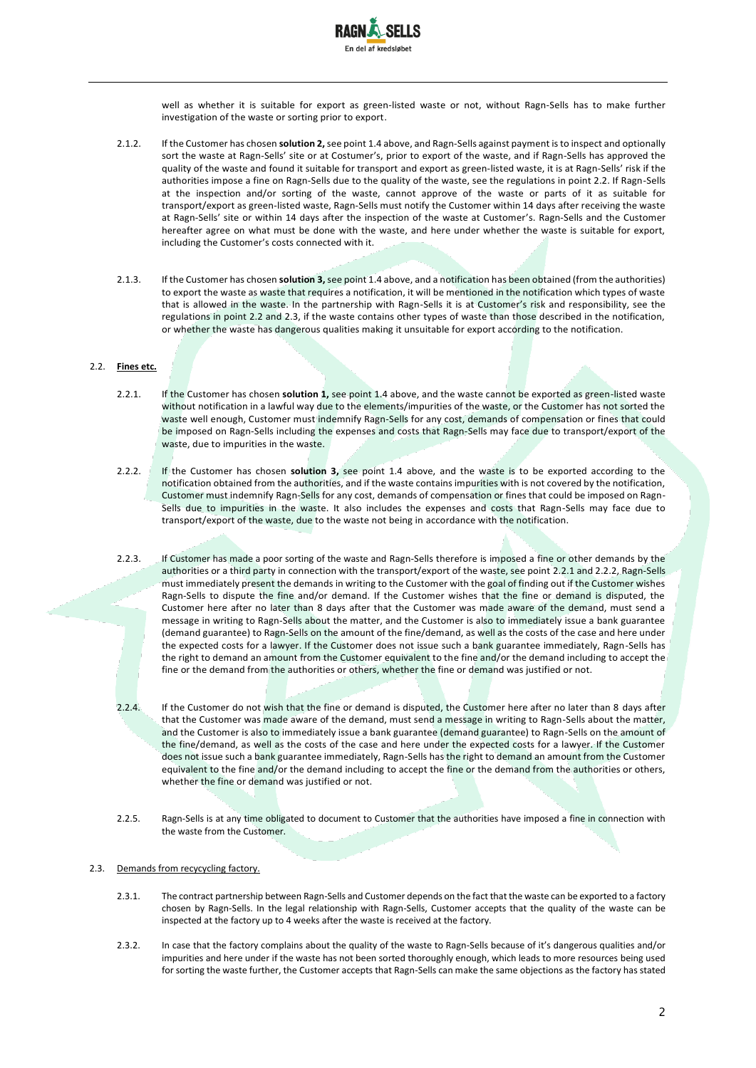well as whether it is suitable for export as green-listed waste or not, without Ragn-Sells has to make further investigation of the waste or sorting prior to export.

2.1.2. If the Customer has chosen **solution 2,** see point 1.4 above, and Ragn-Sells against payment is to inspect and optionally sort the waste at Ragn-Sells' site or at Costumer's, prior to export of the waste, and if Ragn-Sells has approved the quality of the waste and found it suitable for transport and export as green-listed waste, it is at Ragn-Sells' risk if the authorities impose a fine on Ragn-Sells due to the quality of the waste, see the regulations in point 2.2. If Ragn-Sells at the inspection and/or sorting of the waste, cannot approve of the waste or parts of it as suitable for transport/export as green-listed waste, Ragn-Sells must notify the Customer within 14 days after receiving the waste at Ragn-Sells' site or within 14 days after the inspection of the waste at Customer's. Ragn-Sells and the Customer hereafter agree on what must be done with the waste, and here under whether the waste is suitable for export, including the Customer's costs connected with it.

2.1.3. If the Customer has chosen **solution 3,** see point 1.4 above, and a notification has been obtained (from the authorities) to export the waste as waste that requires a notification, it will be mentioned in the notification which types of waste that is allowed in the waste. In the partnership with Ragn-Sells it is at Customer's risk and responsibility, see the regulations in point 2.2 and 2.3, if the waste contains other types of waste than those described in the notification, or whether the waste has dangerous qualities making it unsuitable for export according to the notification.

2.2. **Fines etc.**

2.2.1. If the Customer has chosen **solution 1,** see point 1.4 above, and the waste cannot be exported as green-listed waste without notification in a lawful way due to the elements/impurities of the waste, or the Customer has not sorted the waste well enough, Customer must indemnify Ragn-Sells for any cost, demands of compensation or fines that could be imposed on Ragn-Sells including the expenses and costs that Ragn-Sells may face due to transport/export of the waste, due to impurities in the waste.

2.2.2. If the Customer has chosen **solution 3,** see point 1.4 above, and the waste is to be exported according to the notification obtained from the authorities, and if the waste contains impurities with is not covered by the notification, Customer must indemnify Ragn-Sells for any cost, demands of compensation or fines that could be imposed on Ragn-Sells due to impurities in the waste. It also includes the expenses and costs that Ragn-Sells may face due to transport/export of the waste, due to the waste not being in accordance with the notification.

2.2.3. If Customer has made a poor sorting of the waste and Ragn-Sells therefore is imposed a fine or other demands by the authorities or a third party in connection with the transport/export of the waste, see point 2.2.1 and 2.2.2, Ragn-Sells must immediately present the demands in writing to the Customer with the goal of finding out if the Customer wishes Ragn-Sells to dispute the fine and/or demand. If the Customer wishes that the fine or demand is disputed, the Customer here after no later than 8 days after that the Customer was made aware of the demand, must send a message in writing to Ragn-Sells about the matter, and the Customer is also to immediately issue a bank guarantee (demand guarantee) to Ragn-Sells on the amount of the fine/demand, as well as the costs of the case and here under the expected costs for a lawyer. If the Customer does not issue such a bank guarantee immediately, Ragn-Sells has the right to demand an amount from the Customer equivalent to the fine and/or the demand including to accept the fine or the demand from the authorities or others, whether the fine or demand was justified or not.

2.2.4. If the Customer do not wish that the fine or demand is disputed, the Customer here after no later than 8 days after that the Customer was made aware of the demand, must send a message in writing to Ragn-Sells about the matter, and the Customer is also to immediately issue a bank guarantee (demand guarantee) to Ragn-Sells on the amount of the fine/demand, as well as the costs of the case and here under the expected costs for a lawyer. If the Customer does not issue such a bank guarantee immediately, Ragn-Sells has the right to demand an amount from the Customer equivalent to the fine and/or the demand including to accept the fine or the demand from the authorities or others, whether the fine or demand was justified or not.

2.2.5. Ragn-Sells is at any time obligated to document to Customer that the authorities have imposed a fine in connection with the waste from the Customer.

2.3. Demands from recycycling factory.

2.3.1. The contract partnership between Ragn-Sells and Customer depends on the fact that the waste can be exported to a factory chosen by Ragn-Sells. In the legal relationship with Ragn-Sells, Customer accepts that the quality of the waste can be inspected at the factory up to 4 weeks after the waste is received at the factory.

2.3.2. In case that the factory complains about the quality of the waste to Ragn-Sells because of it's dangerous qualities and/or impurities and here under if the waste has not been sorted thoroughly enough, which leads to more resources being used for sorting the waste further, the Customer accepts that Ragn-Sells can make the same objections as the factory has stated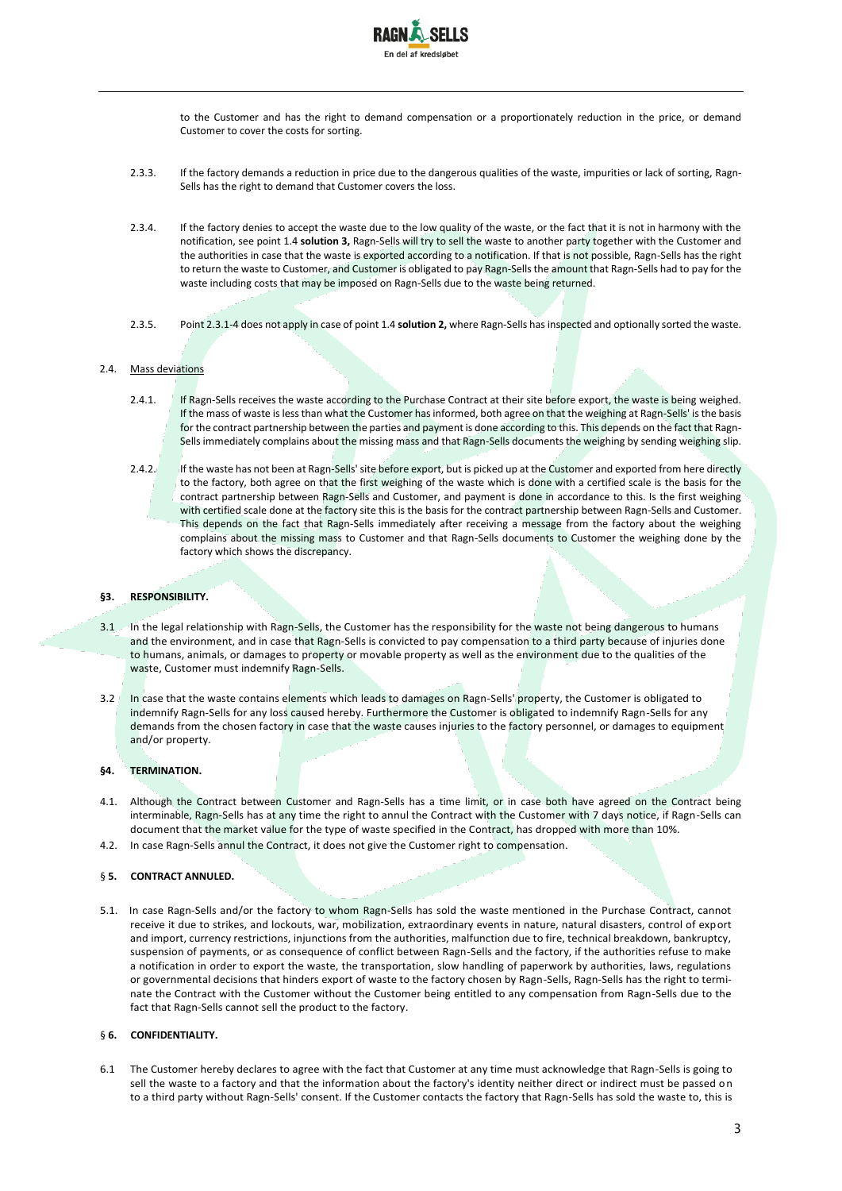to the Customer and has the right to demand compensation or a proportionately reduction in the price, or demand Customer to cover the costs for sorting.

2.3.3. If the factory demands a reduction in price due to the dangerous qualities of the waste, impurities or lack of sorting, Ragn-Sells has the right to demand that Customer covers the loss.

2.3.4. If the factory denies to accept the waste due to the low quality of the waste, or the fact that it is not in harmony with the notification, see point 1.4 **solution 3,** Ragn-Sells will try to sell the waste to another party together with the Customer and the authorities in case that the waste is exported according to a notification. If that is not possible, Ragn-Sells has the right to return the waste to Customer, and Customer is obligated to pay Ragn-Sells the amount that Ragn-Sells had to pay for the waste including costs that may be imposed on Ragn-Sells due to the waste being returned.

2.3.5. Point 2.3.1-4 does not apply in case of point 1.4 **solution 2,** where Ragn-Sells has inspected and optionally sorted the waste.

2.4. Mass deviations

2.4.1. If Ragn-Sells receives the waste according to the Purchase Contract at their site before export, the waste is being weighed. If the mass of waste is less than what the Customer has informed, both agree on that the weighing at Ragn-Sells' is the basis for the contract partnership between the parties and payment is done according to this. This depends on the fact that Ragn-Sells immediately complains about the missing mass and that Ragn-Sells documents the weighing by sending weighing slip.

2.4.2. If the waste has not been at Ragn-Sells' site before export, but is picked up at the Customer and exported from here directly to the factory, both agree on that the first weighing of the waste which is done with a certified scale is the basis for the contract partnership between Ragn-Sells and Customer, and payment is done in accordance to this. Is the first weighing with certified scale done at the factory site this is the basis for the contract partnership between Ragn-Sells and Customer. This depends on the fact that Ragn-Sells immediately after receiving a message from the factory about the weighing complains about the missing mass to Customer and that Ragn-Sells documents to Customer the weighing done by the factory which shows the discrepancy.

## §3. RESPONSIBILITY.

3.1 In the legal relationship with Ragn-Sells, the Customer has the responsibility for the waste not being dangerous to humans and the environment, and in case that Ragn-Sells is convicted to pay compensation to a third party because of injuries done to humans, animals, or damages to property or movable property as well as the environment due to the qualities of the waste, Customer must indemnify Ragn-Sells.

3.2 In case that the waste contains elements which leads to damages on Ragn-Sells' property, the Customer is obligated to indemnify Ragn-Sells for any loss caused hereby. Furthermore the Customer is obligated to indemnify Ragn-Sells for any demands from the chosen factory in case that the waste causes injuries to the factory personnel, or damages to equipment and/or property.

## §4. TERMINATION.

4.1. Although the Contract between Customer and Ragn-Sells has a time limit, or in case both have agreed on the Contract being interminable, Ragn-Sells has at any time the right to annul the Contract with the Customer with 7 days notice, if Ragn-Sells can document that the market value for the type of waste specified in the Contract, has dropped with more than 10%.

4.2. In case Ragn-Sells annul the Contract, it does not give the Customer right to compensation.

## § 5. CONTRACT ANNULED.

5.1. In case Ragn-Sells and/or the factory to whom Ragn-Sells has sold the waste mentioned in the Purchase Contract, cannot receive it due to strikes, and lockouts, war, mobilization, extraordinary events in nature, natural disasters, control of export and import, currency restrictions, injunctions from the authorities, malfunction due to fire, technical breakdown, bankruptcy, suspension of payments, or as consequence of conflict between Ragn-Sells and the factory, if the authorities refuse to make a notification in order to export the waste, the transportation, slow handling of paperwork by authorities, laws, regulations or governmental decisions that hinders export of waste to the factory chosen by Ragn-Sells, Ragn-Sells has the right to terminate the Contract with the Customer without the Customer being entitled to any compensation from Ragn-Sells due to the fact that Ragn-Sells cannot sell the product to the factory.

## § 6. CONFIDENTIALITY.

6.1 The Customer hereby declares to agree with the fact that Customer at any time must acknowledge that Ragn-Sells is going to sell the waste to a factory and that the information about the factory's identity neither direct or indirect must be passed on to a third party without Ragn-Sells' consent. If the Customer contacts the factory that Ragn-Sells has sold the waste to, this is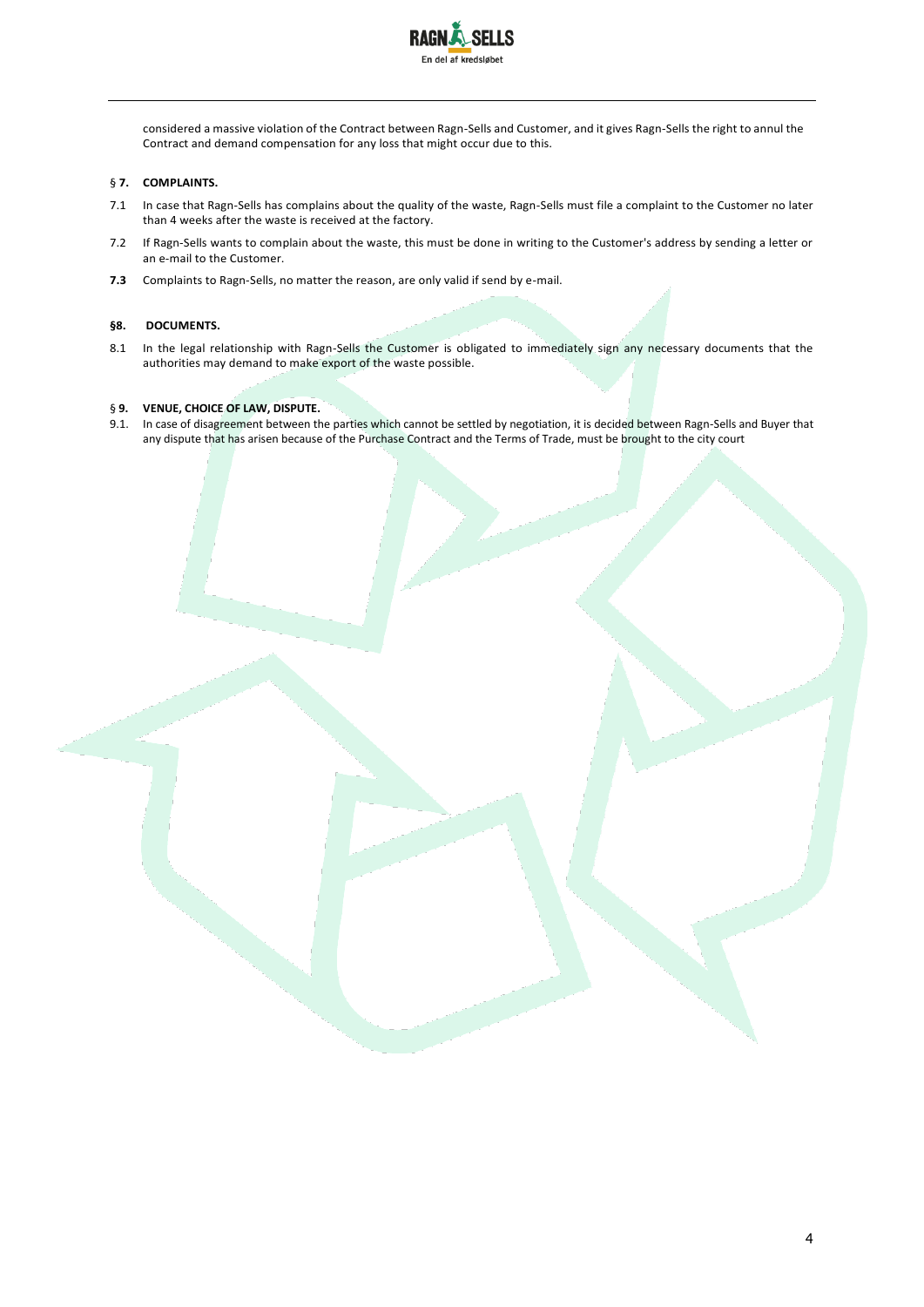considered a massive violation of the Contract between Ragn-Sells and Customer, and it gives Ragn-Sells the right to annul the Contract and demand compensation for any loss that might occur due to this.

### § 7. COMPLAINTS.

7.1 In case that Ragn-Sells has complains about the quality of the waste, Ragn-Sells must file a complaint to the Customer no later than 4 weeks after the waste is received at the factory.

7.2 If Ragn-Sells wants to complain about the waste, this must be done in writing to the Customer's address by sending a letter or an e-mail to the Customer.

**7.3** Complaints to Ragn-Sells, no matter the reason, are only valid if send by e-mail.

### §8. DOCUMENTS.

8.1 In the legal relationship with Ragn-Sells the Customer is obligated to immediately sign any necessary documents that the authorities may demand to make export of the waste possible.

### § 9. VENUE, CHOICE OF LAW, DISPUTE.

9.1. In case of disagreement between the parties which cannot be settled by negotiation, it is decided between Ragn-Sells and Buyer that any dispute that has arisen because of the Purchase Contract and the Terms of Trade, must be brought to the city court